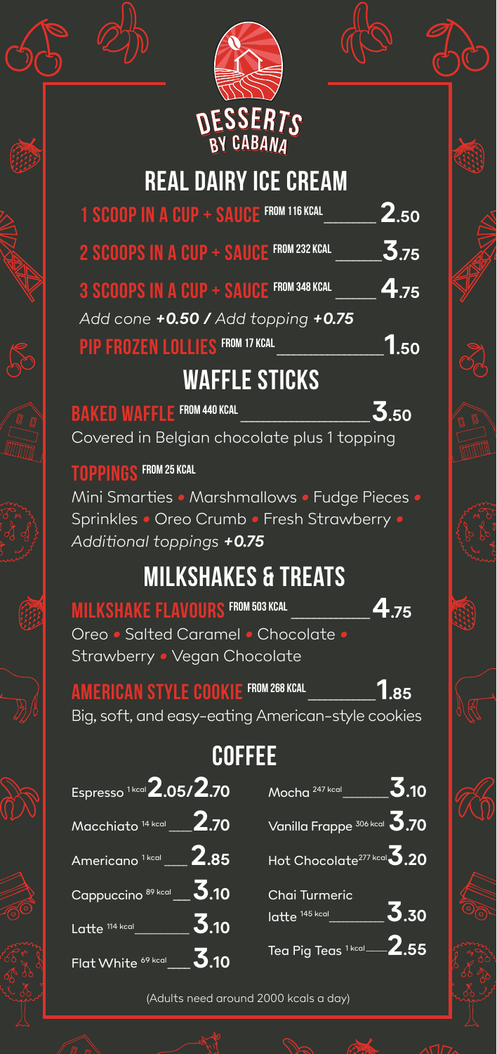# DESSERTS BY CABANA

## REAL DAIRY ICE CREAM

**1 SCOOP IN A CUP + SAUCE** FROM 116 KCAL — **2.50**

**2 SCOOPS IN A CUP + SAUCE** FROM 232 KCAL — **3.75**

**3 SCOOPS IN A CUP + SAUCE** FROM 348 KCAL — **4.75**

*Add cone* ***+0.50*** */ Add topping* ***+0.75***

**PIP FROZEN LOLLIES** FROM 17 KCAL — **1.50**

## WAFFLE STICKS

**BAKED WAFFLE** FROM 440 KCAL — **3.50**

Covered in Belgian chocolate plus 1 topping

**TOPPINGS** FROM 25 KCAL

Mini Smarties • Marshmallows • Fudge Pieces • Sprinkles • Oreo Crumb • Fresh Strawberry •
*Additional toppings* ***+0.75***

## MILKSHAKES & TREATS

**MILKSHAKE FLAVOURS** FROM 503 KCAL — **4.75**

Oreo • Salted Caramel • Chocolate • Strawberry • Vegan Chocolate

**AMERICAN STYLE COOKIE** FROM 268 KCAL — **1.85**

Big, soft, and easy-eating American-style cookies

## COFFEE

- Espresso 1 kcal — **2.05/2.70**
- Macchiato 14 kcal — **2.70**
- Americano 1 kcal — **2.85**
- Cappuccino 89 kcal — **3.10**
- Latte 114 kcal — **3.10**
- Flat White 69 kcal — **3.10**
- Mocha 247 kcal — **3.10**
- Vanilla Frappe 306 kcal — **3.70**
- Hot Chocolate 277 kcal — **3.20**
- Chai Turmeric latte 145 kcal — **3.30**
- Tea Pig Teas 1 kcal — **2.55**

(Adults need around 2000 kcals a day)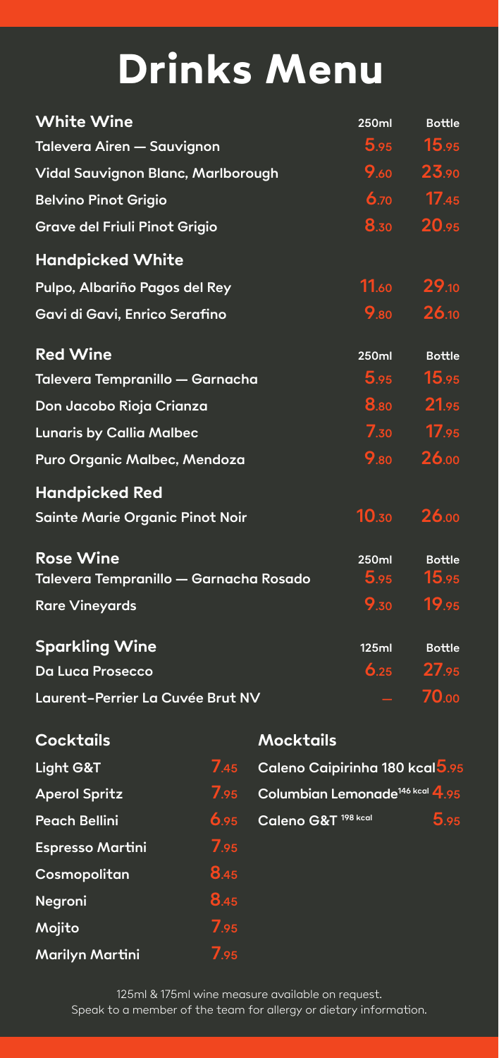# Drinks Menu

| White Wine | 250ml | Bottle |
|---|---|---|
| Talevera Airen — Sauvignon | 5.95 | 15.95 |
| Vidal Sauvignon Blanc, Marlborough | 9.60 | 23.90 |
| Belvino Pinot Grigio | 6.70 | 17.45 |
| Grave del Friuli Pinot Grigio | 8.30 | 20.95 |
| **Handpicked White** | | |
| Pulpo, Albariño Pagos del Rey | 11.60 | 29.10 |
| Gavi di Gavi, Enrico Serafino | 9.80 | 26.10 |

| Red Wine | 250ml | Bottle |
|---|---|---|
| Talevera Tempranillo — Garnacha | 5.95 | 15.95 |
| Don Jacobo Rioja Crianza | 8.80 | 21.95 |
| Lunaris by Callia Malbec | 7.30 | 17.95 |
| Puro Organic Malbec, Mendoza | 9.80 | 26.00 |
| **Handpicked Red** | | |
| Sainte Marie Organic Pinot Noir | 10.30 | 26.00 |

| Rose Wine | 250ml | Bottle |
|---|---|---|
| Talevera Tempranillo — Garnacha Rosado | 5.95 | 15.95 |
| Rare Vineyards | 9.30 | 19.95 |

| Sparkling Wine | 125ml | Bottle |
|---|---|---|
| Da Luca Prosecco | 6.25 | 27.95 |
| Laurent-Perrier La Cuvée Brut NV | – | 70.00 |

## Cocktails

| | |
|---|---|
| Light G&T | 7.45 |
| Aperol Spritz | 7.95 |
| Peach Bellini | 6.95 |
| Espresso Martini | 7.95 |
| Cosmopolitan | 8.45 |
| Negroni | 8.45 |
| Mojito | 7.95 |
| Marilyn Martini | 7.95 |

## Mocktails

| | |
|---|---|
| Caleno Caipirinha 180 kcal | 5.95 |
| Columbian Lemonade 146 kcal | 4.95 |
| Caleno G&T 198 kcal | 5.95 |

125ml & 175ml wine measure available on request.
Speak to a member of the team for allergy or dietary information.